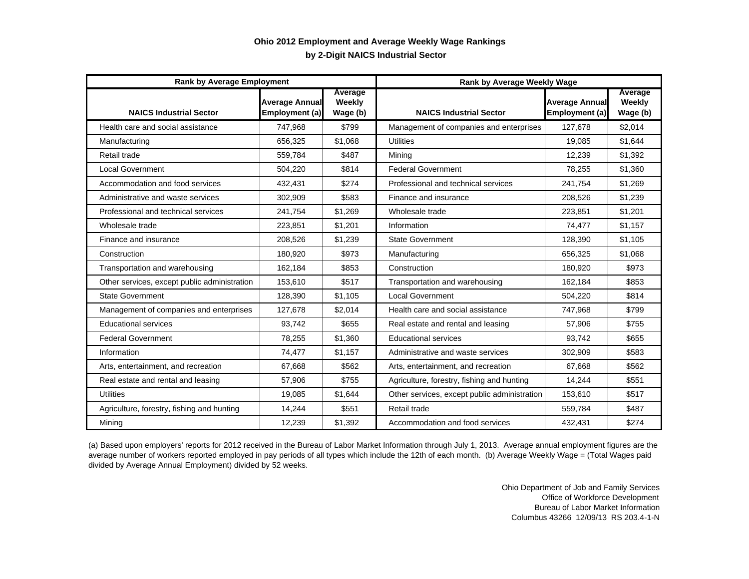## Ohio 2012 Employment and Average Weekly Wage Rankings
### by 2-Digit NAICS Industrial Sector

| Rank by Average Employment | | | Rank by Average Weekly Wage | | |
|---|---|---|---|---|---|
| **NAICS Industrial Sector** | **Average Annual Employment (a)** | **Average Weekly Wage (b)** | **NAICS Industrial Sector** | **Average Annual Employment (a)** | **Average Weekly Wage (b)** |
| Health care and social assistance | 747,968 | $799 | Management of companies and enterprises | 127,678 | $2,014 |
| Manufacturing | 656,325 | $1,068 | Utilities | 19,085 | $1,644 |
| Retail trade | 559,784 | $487 | Mining | 12,239 | $1,392 |
| Local Government | 504,220 | $814 | Federal Government | 78,255 | $1,360 |
| Accommodation and food services | 432,431 | $274 | Professional and technical services | 241,754 | $1,269 |
| Administrative and waste services | 302,909 | $583 | Finance and insurance | 208,526 | $1,239 |
| Professional and technical services | 241,754 | $1,269 | Wholesale trade | 223,851 | $1,201 |
| Wholesale trade | 223,851 | $1,201 | Information | 74,477 | $1,157 |
| Finance and insurance | 208,526 | $1,239 | State Government | 128,390 | $1,105 |
| Construction | 180,920 | $973 | Manufacturing | 656,325 | $1,068 |
| Transportation and warehousing | 162,184 | $853 | Construction | 180,920 | $973 |
| Other services, except public administration | 153,610 | $517 | Transportation and warehousing | 162,184 | $853 |
| State Government | 128,390 | $1,105 | Local Government | 504,220 | $814 |
| Management of companies and enterprises | 127,678 | $2,014 | Health care and social assistance | 747,968 | $799 |
| Educational services | 93,742 | $655 | Real estate and rental and leasing | 57,906 | $755 |
| Federal Government | 78,255 | $1,360 | Educational services | 93,742 | $655 |
| Information | 74,477 | $1,157 | Administrative and waste services | 302,909 | $583 |
| Arts, entertainment, and recreation | 67,668 | $562 | Arts, entertainment, and recreation | 67,668 | $562 |
| Real estate and rental and leasing | 57,906 | $755 | Agriculture, forestry, fishing and hunting | 14,244 | $551 |
| Utilities | 19,085 | $1,644 | Other services, except public administration | 153,610 | $517 |
| Agriculture, forestry, fishing and hunting | 14,244 | $551 | Retail trade | 559,784 | $487 |
| Mining | 12,239 | $1,392 | Accommodation and food services | 432,431 | $274 |

(a) Based upon employers' reports for 2012 received in the Bureau of Labor Market Information through July 1, 2013. Average annual employment figures are the average number of workers reported employed in pay periods of all types which include the 12th of each month. (b) Average Weekly Wage = (Total Wages paid divided by Average Annual Employment) divided by 52 weeks.

Ohio Department of Job and Family Services
Office of Workforce Development
Bureau of Labor Market Information
Columbus 43266 12/09/13 RS 203.4-1-N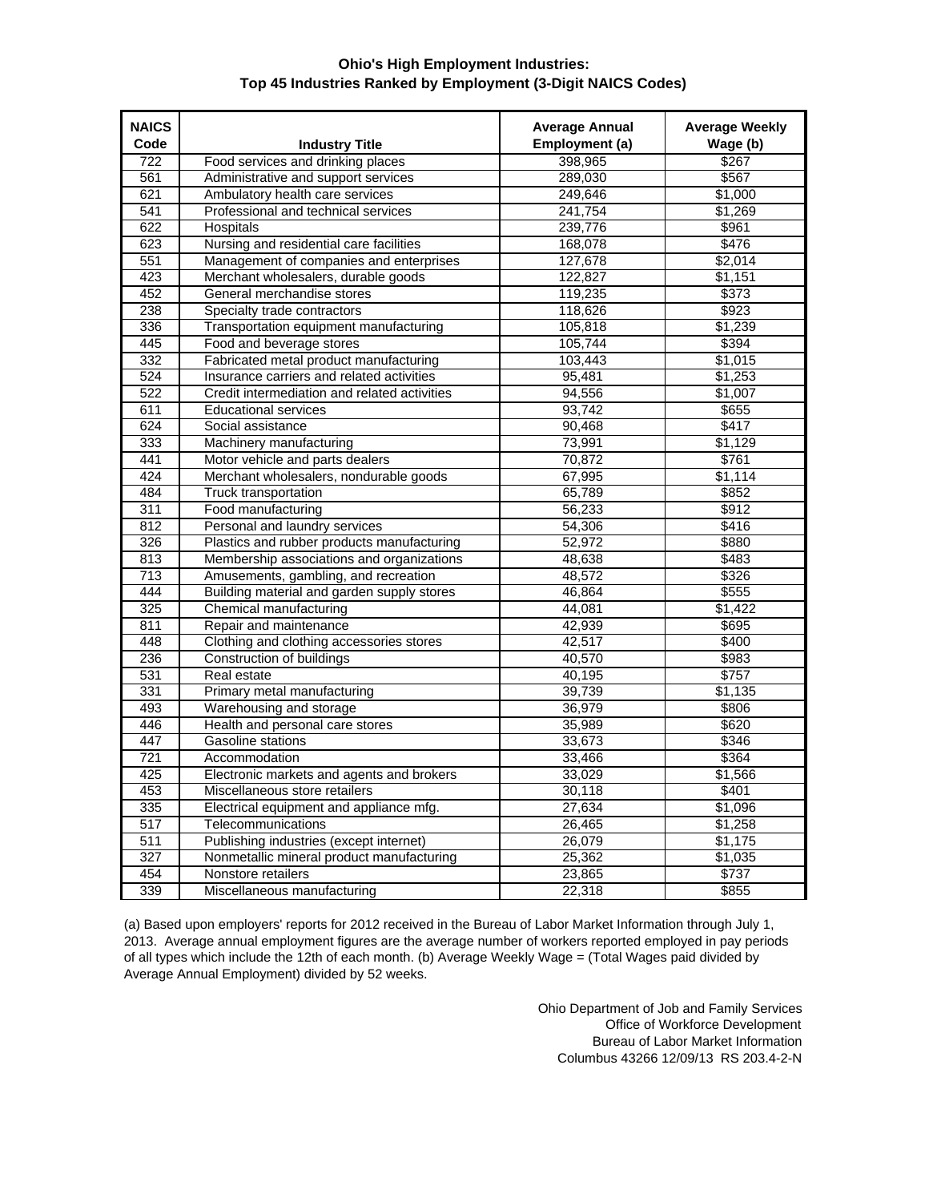# Ohio's High Employment Industries:
## Top 45 Industries Ranked by Employment (3-Digit NAICS Codes)

| NAICS Code | Industry Title | Average Annual Employment (a) | Average Weekly Wage (b) |
|---|---|---|---|
| 722 | Food services and drinking places | 398,965 | $267 |
| 561 | Administrative and support services | 289,030 | $567 |
| 621 | Ambulatory health care services | 249,646 | $1,000 |
| 541 | Professional and technical services | 241,754 | $1,269 |
| 622 | Hospitals | 239,776 | $961 |
| 623 | Nursing and residential care facilities | 168,078 | $476 |
| 551 | Management of companies and enterprises | 127,678 | $2,014 |
| 423 | Merchant wholesalers, durable goods | 122,827 | $1,151 |
| 452 | General merchandise stores | 119,235 | $373 |
| 238 | Specialty trade contractors | 118,626 | $923 |
| 336 | Transportation equipment manufacturing | 105,818 | $1,239 |
| 445 | Food and beverage stores | 105,744 | $394 |
| 332 | Fabricated metal product manufacturing | 103,443 | $1,015 |
| 524 | Insurance carriers and related activities | 95,481 | $1,253 |
| 522 | Credit intermediation and related activities | 94,556 | $1,007 |
| 611 | Educational services | 93,742 | $655 |
| 624 | Social assistance | 90,468 | $417 |
| 333 | Machinery manufacturing | 73,991 | $1,129 |
| 441 | Motor vehicle and parts dealers | 70,872 | $761 |
| 424 | Merchant wholesalers, nondurable goods | 67,995 | $1,114 |
| 484 | Truck transportation | 65,789 | $852 |
| 311 | Food manufacturing | 56,233 | $912 |
| 812 | Personal and laundry services | 54,306 | $416 |
| 326 | Plastics and rubber products manufacturing | 52,972 | $880 |
| 813 | Membership associations and organizations | 48,638 | $483 |
| 713 | Amusements, gambling, and recreation | 48,572 | $326 |
| 444 | Building material and garden supply stores | 46,864 | $555 |
| 325 | Chemical manufacturing | 44,081 | $1,422 |
| 811 | Repair and maintenance | 42,939 | $695 |
| 448 | Clothing and clothing accessories stores | 42,517 | $400 |
| 236 | Construction of buildings | 40,570 | $983 |
| 531 | Real estate | 40,195 | $757 |
| 331 | Primary metal manufacturing | 39,739 | $1,135 |
| 493 | Warehousing and storage | 36,979 | $806 |
| 446 | Health and personal care stores | 35,989 | $620 |
| 447 | Gasoline stations | 33,673 | $346 |
| 721 | Accommodation | 33,466 | $364 |
| 425 | Electronic markets and agents and brokers | 33,029 | $1,566 |
| 453 | Miscellaneous store retailers | 30,118 | $401 |
| 335 | Electrical equipment and appliance mfg. | 27,634 | $1,096 |
| 517 | Telecommunications | 26,465 | $1,258 |
| 511 | Publishing industries (except internet) | 26,079 | $1,175 |
| 327 | Nonmetallic mineral product manufacturing | 25,362 | $1,035 |
| 454 | Nonstore retailers | 23,865 | $737 |
| 339 | Miscellaneous manufacturing | 22,318 | $855 |

(a) Based upon employers' reports for 2012 received in the Bureau of Labor Market Information through July 1, 2013. Average annual employment figures are the average number of workers reported employed in pay periods of all types which include the 12th of each month. (b) Average Weekly Wage = (Total Wages paid divided by Average Annual Employment) divided by 52 weeks.

Ohio Department of Job and Family Services
Office of Workforce Development
Bureau of Labor Market Information
Columbus 43266 12/09/13 RS 203.4-2-N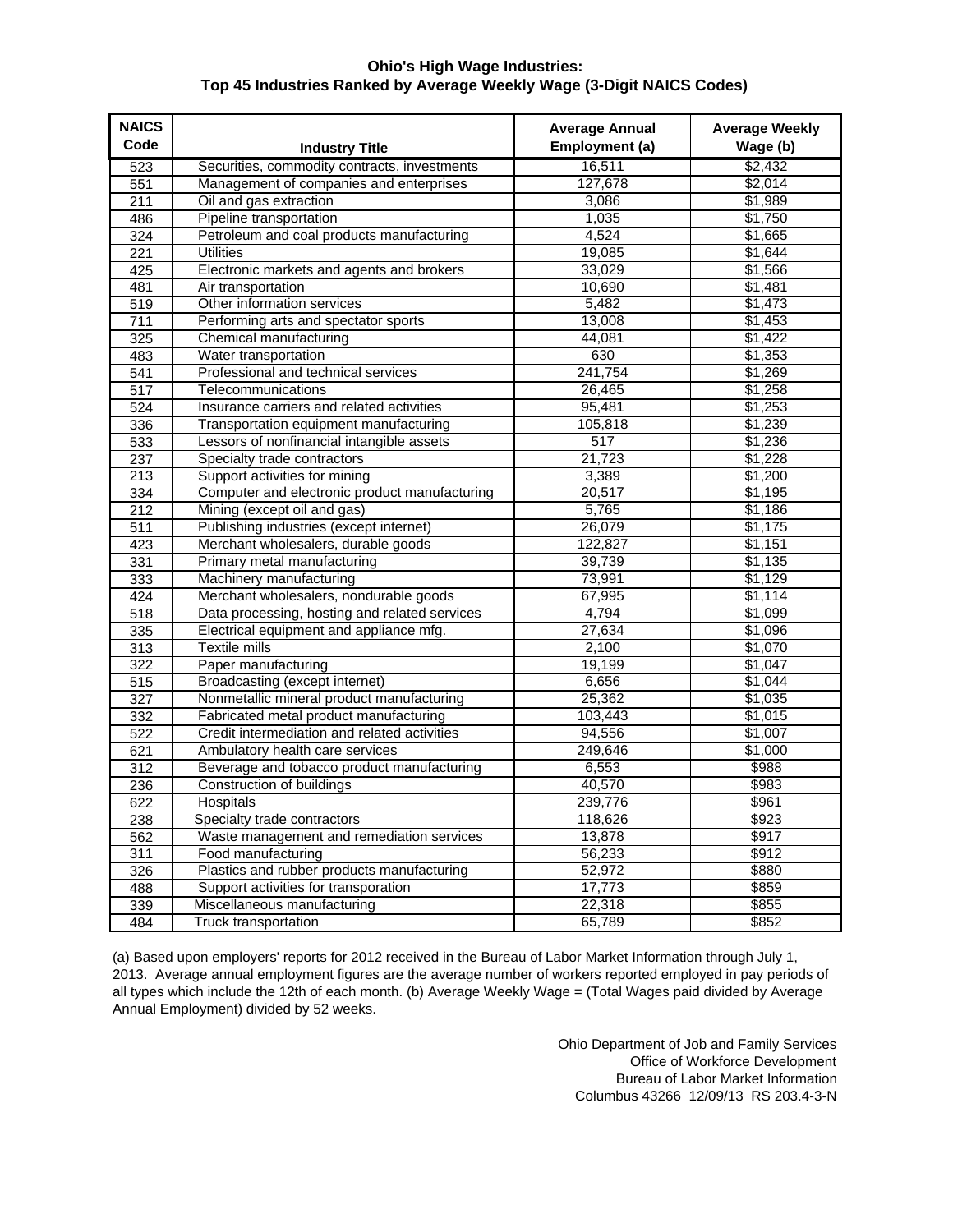**Ohio's High Wage Industries:**
**Top 45 Industries Ranked by Average Weekly Wage (3-Digit NAICS Codes)**

| NAICS Code | Industry Title | Average Annual Employment (a) | Average Weekly Wage (b) |
|---|---|---|---|
| 523 | Securities, commodity contracts, investments | 16,511 | $2,432 |
| 551 | Management of companies and enterprises | 127,678 | $2,014 |
| 211 | Oil and gas extraction | 3,086 | $1,989 |
| 486 | Pipeline transportation | 1,035 | $1,750 |
| 324 | Petroleum and coal products manufacturing | 4,524 | $1,665 |
| 221 | Utilities | 19,085 | $1,644 |
| 425 | Electronic markets and agents and brokers | 33,029 | $1,566 |
| 481 | Air transportation | 10,690 | $1,481 |
| 519 | Other information services | 5,482 | $1,473 |
| 711 | Performing arts and spectator sports | 13,008 | $1,453 |
| 325 | Chemical manufacturing | 44,081 | $1,422 |
| 483 | Water transportation | 630 | $1,353 |
| 541 | Professional and technical services | 241,754 | $1,269 |
| 517 | Telecommunications | 26,465 | $1,258 |
| 524 | Insurance carriers and related activities | 95,481 | $1,253 |
| 336 | Transportation equipment manufacturing | 105,818 | $1,239 |
| 533 | Lessors of nonfinancial intangible assets | 517 | $1,236 |
| 237 | Specialty trade contractors | 21,723 | $1,228 |
| 213 | Support activities for mining | 3,389 | $1,200 |
| 334 | Computer and electronic product manufacturing | 20,517 | $1,195 |
| 212 | Mining (except oil and gas) | 5,765 | $1,186 |
| 511 | Publishing industries (except internet) | 26,079 | $1,175 |
| 423 | Merchant wholesalers, durable goods | 122,827 | $1,151 |
| 331 | Primary metal manufacturing | 39,739 | $1,135 |
| 333 | Machinery manufacturing | 73,991 | $1,129 |
| 424 | Merchant wholesalers, nondurable goods | 67,995 | $1,114 |
| 518 | Data processing, hosting and related services | 4,794 | $1,099 |
| 335 | Electrical equipment and appliance mfg. | 27,634 | $1,096 |
| 313 | Textile mills | 2,100 | $1,070 |
| 322 | Paper manufacturing | 19,199 | $1,047 |
| 515 | Broadcasting (except internet) | 6,656 | $1,044 |
| 327 | Nonmetallic mineral product manufacturing | 25,362 | $1,035 |
| 332 | Fabricated metal product manufacturing | 103,443 | $1,015 |
| 522 | Credit intermediation and related activities | 94,556 | $1,007 |
| 621 | Ambulatory health care services | 249,646 | $1,000 |
| 312 | Beverage and tobacco product manufacturing | 6,553 | $988 |
| 236 | Construction of buildings | 40,570 | $983 |
| 622 | Hospitals | 239,776 | $961 |
| 238 | Specialty trade contractors | 118,626 | $923 |
| 562 | Waste management and remediation services | 13,878 | $917 |
| 311 | Food manufacturing | 56,233 | $912 |
| 326 | Plastics and rubber products manufacturing | 52,972 | $880 |
| 488 | Support activities for transporation | 17,773 | $859 |
| 339 | Miscellaneous manufacturing | 22,318 | $855 |
| 484 | Truck transportation | 65,789 | $852 |

(a) Based upon employers' reports for 2012 received in the Bureau of Labor Market Information through July 1, 2013. Average annual employment figures are the average number of workers reported employed in pay periods of all types which include the 12th of each month. (b) Average Weekly Wage = (Total Wages paid divided by Average Annual Employment) divided by 52 weeks.

Ohio Department of Job and Family Services
Office of Workforce Development
Bureau of Labor Market Information
Columbus 43266 12/09/13 RS 203.4-3-N